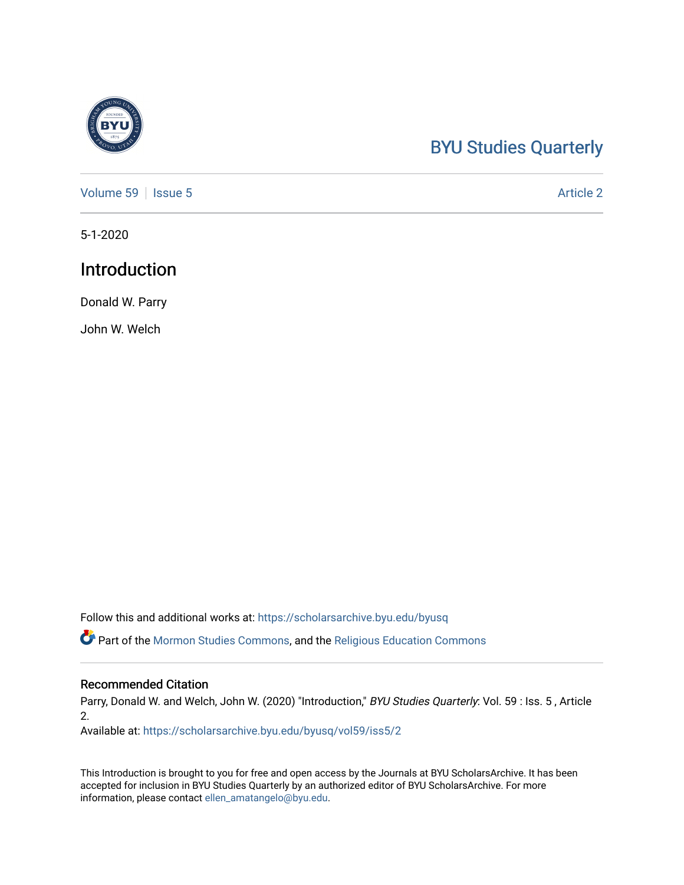BYU Studies Quarterly

Volume 59 | Issue 5 | Article 2

5-1-2020

# Introduction

Donald W. Parry

John W. Welch

Follow this and additional works at: https://scholarsarchive.byu.edu/byusq

Part of the Mormon Studies Commons, and the Religious Education Commons

## Recommended Citation

Parry, Donald W. and Welch, John W. (2020) "Introduction," *BYU Studies Quarterly*: Vol. 59 : Iss. 5 , Article 2.

Available at: https://scholarsarchive.byu.edu/byusq/vol59/iss5/2

This Introduction is brought to you for free and open access by the Journals at BYU ScholarsArchive. It has been accepted for inclusion in BYU Studies Quarterly by an authorized editor of BYU ScholarsArchive. For more information, please contact ellen_amatangelo@byu.edu.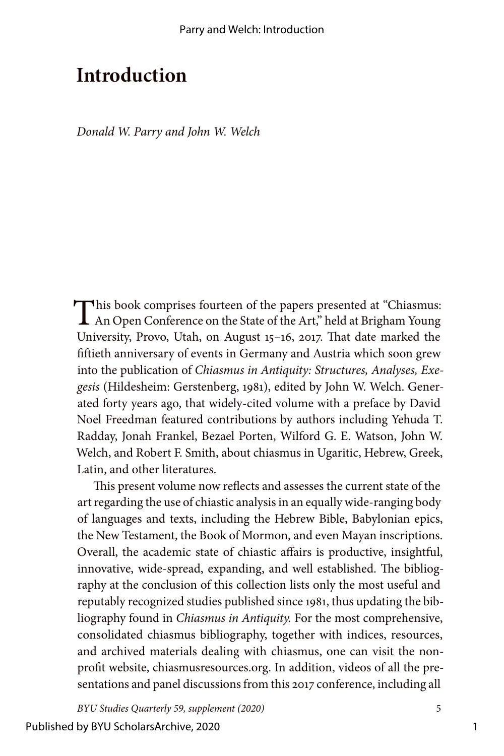# Introduction

*Donald W. Parry and John W. Welch*

This book comprises fourteen of the papers presented at "Chiasmus: An Open Conference on the State of the Art," held at Brigham Young University, Provo, Utah, on August 15–16, 2017. That date marked the fiftieth anniversary of events in Germany and Austria which soon grew into the publication of *Chiasmus in Antiquity: Structures, Analyses, Exegesis* (Hildesheim: Gerstenberg, 1981), edited by John W. Welch. Generated forty years ago, that widely-cited volume with a preface by David Noel Freedman featured contributions by authors including Yehuda T. Radday, Jonah Frankel, Bezael Porten, Wilford G. E. Watson, John W. Welch, and Robert F. Smith, about chiasmus in Ugaritic, Hebrew, Greek, Latin, and other literatures.

This present volume now reflects and assesses the current state of the art regarding the use of chiastic analysis in an equally wide-ranging body of languages and texts, including the Hebrew Bible, Babylonian epics, the New Testament, the Book of Mormon, and even Mayan inscriptions. Overall, the academic state of chiastic affairs is productive, insightful, innovative, wide-spread, expanding, and well established. The bibliography at the conclusion of this collection lists only the most useful and reputably recognized studies published since 1981, thus updating the bibliography found in *Chiasmus in Antiquity.* For the most comprehensive, consolidated chiasmus bibliography, together with indices, resources, and archived materials dealing with chiasmus, one can visit the non-profit website, chiasmusresources.org. In addition, videos of all the presentations and panel discussions from this 2017 conference, including all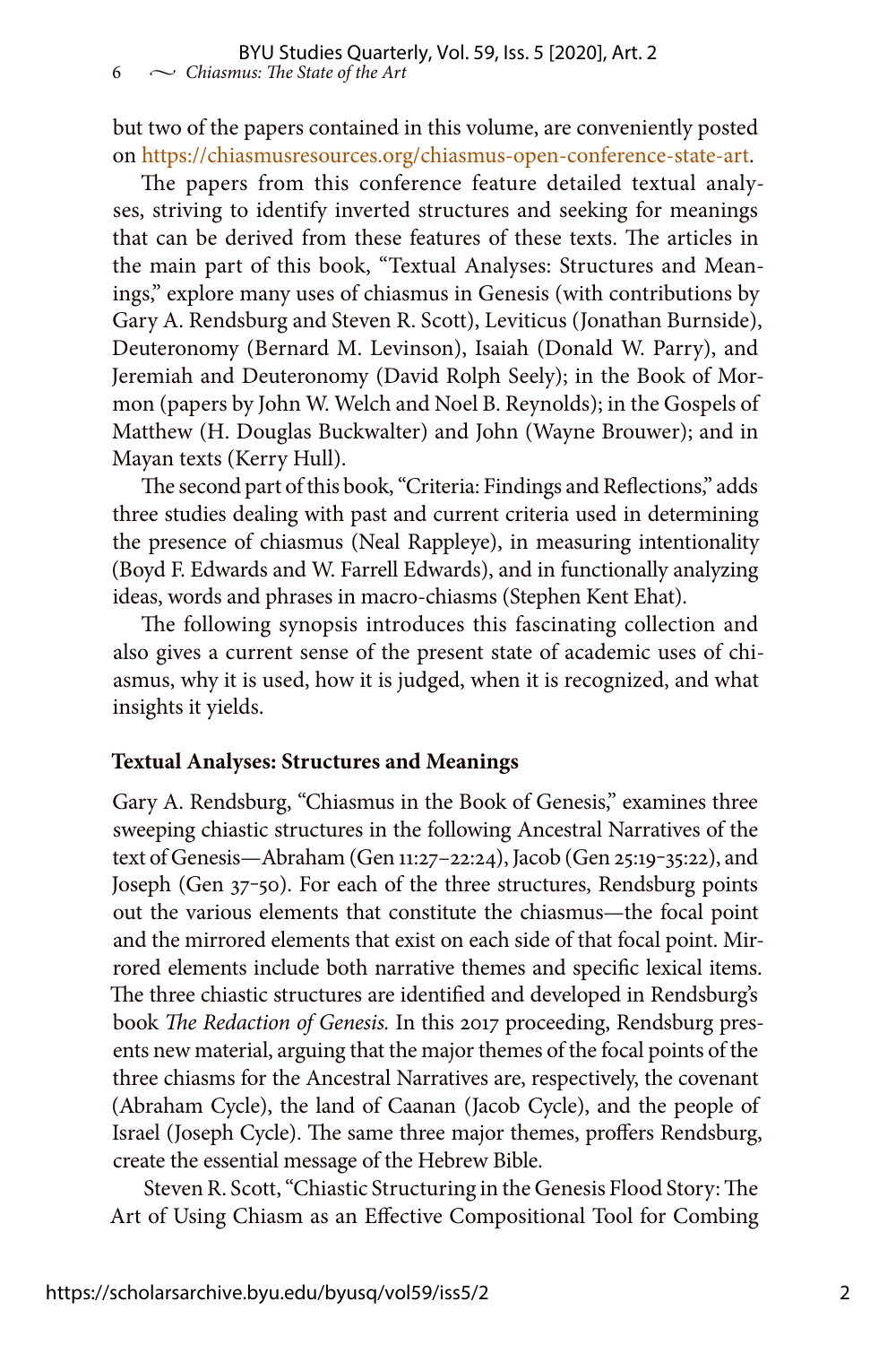but two of the papers contained in this volume, are conveniently posted on https://chiasmusresources.org/chiasmus-open-conference-state-art.

The papers from this conference feature detailed textual analyses, striving to identify inverted structures and seeking for meanings that can be derived from these features of these texts. The articles in the main part of this book, "Textual Analyses: Structures and Meanings," explore many uses of chiasmus in Genesis (with contributions by Gary A. Rendsburg and Steven R. Scott), Leviticus (Jonathan Burnside), Deuteronomy (Bernard M. Levinson), Isaiah (Donald W. Parry), and Jeremiah and Deuteronomy (David Rolph Seely); in the Book of Mormon (papers by John W. Welch and Noel B. Reynolds); in the Gospels of Matthew (H. Douglas Buckwalter) and John (Wayne Brouwer); and in Mayan texts (Kerry Hull).

The second part of this book, "Criteria: Findings and Reflections," adds three studies dealing with past and current criteria used in determining the presence of chiasmus (Neal Rappleye), in measuring intentionality (Boyd F. Edwards and W. Farrell Edwards), and in functionally analyzing ideas, words and phrases in macro-chiasms (Stephen Kent Ehat).

The following synopsis introduces this fascinating collection and also gives a current sense of the present state of academic uses of chiasmus, why it is used, how it is judged, when it is recognized, and what insights it yields.

## Textual Analyses: Structures and Meanings

Gary A. Rendsburg, "Chiasmus in the Book of Genesis," examines three sweeping chiastic structures in the following Ancestral Narratives of the text of Genesis—Abraham (Gen 11:27–22:24), Jacob (Gen 25:19–35:22), and Joseph (Gen 37–50). For each of the three structures, Rendsburg points out the various elements that constitute the chiasmus—the focal point and the mirrored elements that exist on each side of that focal point. Mirrored elements include both narrative themes and specific lexical items. The three chiastic structures are identified and developed in Rendsburg's book *The Redaction of Genesis.* In this 2017 proceeding, Rendsburg presents new material, arguing that the major themes of the focal points of the three chiasms for the Ancestral Narratives are, respectively, the covenant (Abraham Cycle), the land of Caanan (Jacob Cycle), and the people of Israel (Joseph Cycle). The same three major themes, proffers Rendsburg, create the essential message of the Hebrew Bible.

Steven R. Scott, "Chiastic Structuring in the Genesis Flood Story: The Art of Using Chiasm as an Effective Compositional Tool for Combing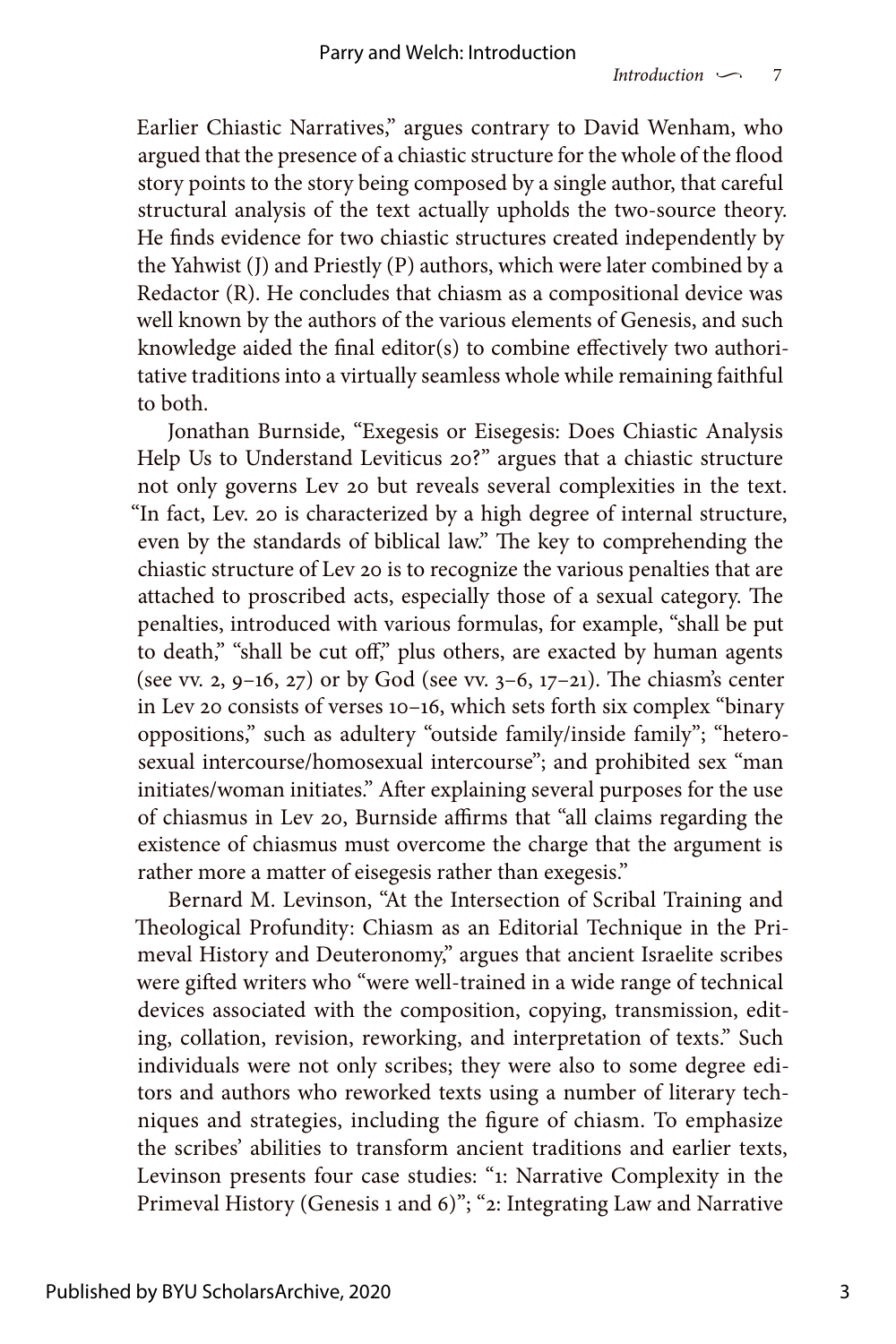Earlier Chiastic Narratives," argues contrary to David Wenham, who argued that the presence of a chiastic structure for the whole of the flood story points to the story being composed by a single author, that careful structural analysis of the text actually upholds the two-source theory. He finds evidence for two chiastic structures created independently by the Yahwist (J) and Priestly (P) authors, which were later combined by a Redactor (R). He concludes that chiasm as a compositional device was well known by the authors of the various elements of Genesis, and such knowledge aided the final editor(s) to combine effectively two authoritative traditions into a virtually seamless whole while remaining faithful to both.

Jonathan Burnside, "Exegesis or Eisegesis: Does Chiastic Analysis Help Us to Understand Leviticus 20?" argues that a chiastic structure not only governs Lev 20 but reveals several complexities in the text. "In fact, Lev. 20 is characterized by a high degree of internal structure, even by the standards of biblical law." The key to comprehending the chiastic structure of Lev 20 is to recognize the various penalties that are attached to proscribed acts, especially those of a sexual category. The penalties, introduced with various formulas, for example, "shall be put to death," "shall be cut off," plus others, are exacted by human agents (see vv. 2, 9–16, 27) or by God (see vv. 3–6, 17–21). The chiasm's center in Lev 20 consists of verses 10–16, which sets forth six complex "binary oppositions," such as adultery "outside family/inside family"; "heterosexual intercourse/homosexual intercourse"; and prohibited sex "man initiates/woman initiates." After explaining several purposes for the use of chiasmus in Lev 20, Burnside affirms that "all claims regarding the existence of chiasmus must overcome the charge that the argument is rather more a matter of eisegesis rather than exegesis."

Bernard M. Levinson, "At the Intersection of Scribal Training and Theological Profundity: Chiasm as an Editorial Technique in the Primeval History and Deuteronomy," argues that ancient Israelite scribes were gifted writers who "were well-trained in a wide range of technical devices associated with the composition, copying, transmission, editing, collation, revision, reworking, and interpretation of texts." Such individuals were not only scribes; they were also to some degree editors and authors who reworked texts using a number of literary techniques and strategies, including the figure of chiasm. To emphasize the scribes' abilities to transform ancient traditions and earlier texts, Levinson presents four case studies: "1: Narrative Complexity in the Primeval History (Genesis 1 and 6)"; "2: Integrating Law and Narrative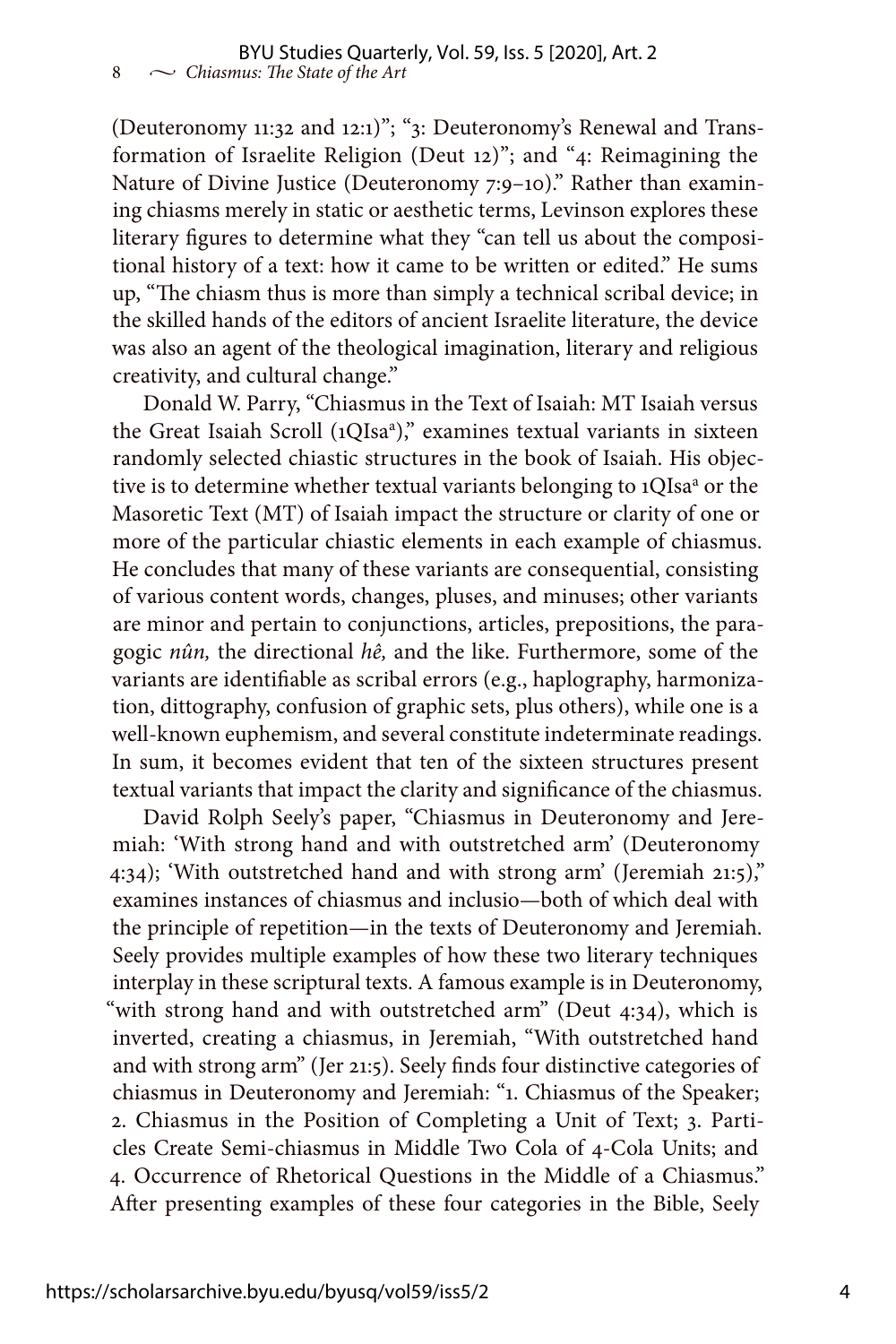(Deuteronomy 11:32 and 12:1)"; "3: Deuteronomy's Renewal and Transformation of Israelite Religion (Deut 12)"; and "4: Reimagining the Nature of Divine Justice (Deuteronomy 7:9–10)." Rather than examining chiasms merely in static or aesthetic terms, Levinson explores these literary figures to determine what they "can tell us about the compositional history of a text: how it came to be written or edited." He sums up, "The chiasm thus is more than simply a technical scribal device; in the skilled hands of the editors of ancient Israelite literature, the device was also an agent of the theological imagination, literary and religious creativity, and cultural change."

Donald W. Parry, "Chiasmus in the Text of Isaiah: MT Isaiah versus the Great Isaiah Scroll (1QIsa[a])," examines textual variants in sixteen randomly selected chiastic structures in the book of Isaiah. His objective is to determine whether textual variants belonging to 1QIsa[a] or the Masoretic Text (MT) of Isaiah impact the structure or clarity of one or more of the particular chiastic elements in each example of chiasmus. He concludes that many of these variants are consequential, consisting of various content words, changes, pluses, and minuses; other variants are minor and pertain to conjunctions, articles, prepositions, the paragogic *nûn,* the directional *hê,* and the like. Furthermore, some of the variants are identifiable as scribal errors (e.g., haplography, harmonization, dittography, confusion of graphic sets, plus others), while one is a well-known euphemism, and several constitute indeterminate readings. In sum, it becomes evident that ten of the sixteen structures present textual variants that impact the clarity and significance of the chiasmus.

David Rolph Seely's paper, "Chiasmus in Deuteronomy and Jeremiah: 'With strong hand and with outstretched arm' (Deuteronomy 4:34); 'With outstretched hand and with strong arm' (Jeremiah 21:5)," examines instances of chiasmus and inclusio—both of which deal with the principle of repetition—in the texts of Deuteronomy and Jeremiah. Seely provides multiple examples of how these two literary techniques interplay in these scriptural texts. A famous example is in Deuteronomy, "with strong hand and with outstretched arm" (Deut 4:34), which is inverted, creating a chiasmus, in Jeremiah, "With outstretched hand and with strong arm" (Jer 21:5). Seely finds four distinctive categories of chiasmus in Deuteronomy and Jeremiah: "1. Chiasmus of the Speaker; 2. Chiasmus in the Position of Completing a Unit of Text; 3. Particles Create Semi-chiasmus in Middle Two Cola of 4-Cola Units; and 4. Occurrence of Rhetorical Questions in the Middle of a Chiasmus." After presenting examples of these four categories in the Bible, Seely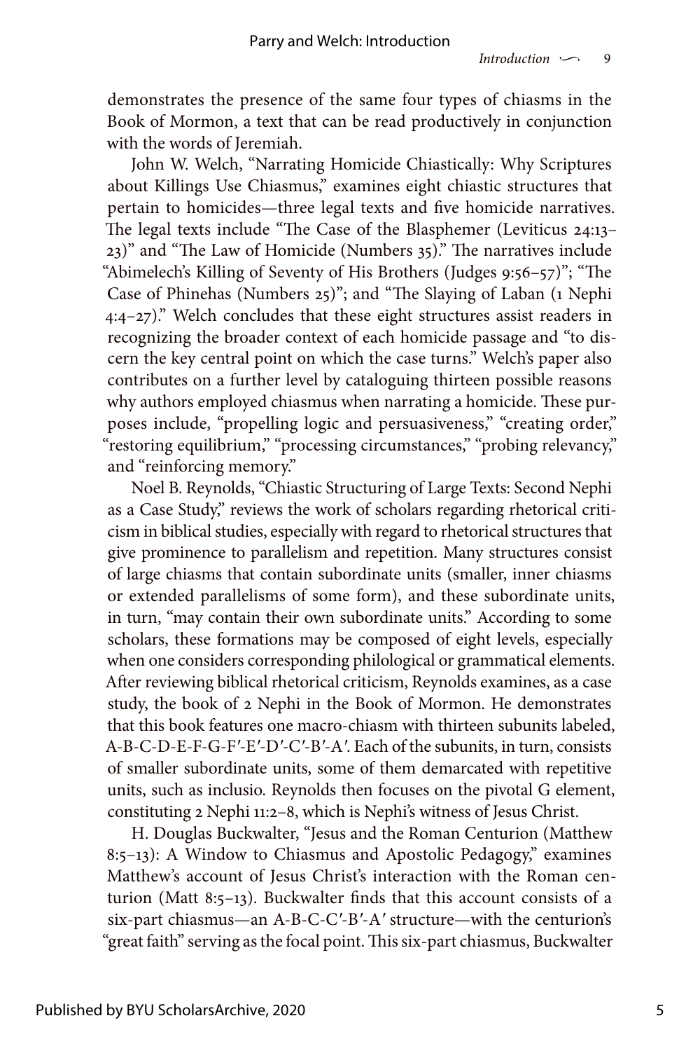demonstrates the presence of the same four types of chiasms in the Book of Mormon, a text that can be read productively in conjunction with the words of Jeremiah.

John W. Welch, "Narrating Homicide Chiastically: Why Scriptures about Killings Use Chiasmus," examines eight chiastic structures that pertain to homicides—three legal texts and five homicide narratives. The legal texts include "The Case of the Blasphemer (Leviticus 24:13–23)" and "The Law of Homicide (Numbers 35)." The narratives include "Abimelech's Killing of Seventy of His Brothers (Judges 9:56–57)"; "The Case of Phinehas (Numbers 25)"; and "The Slaying of Laban (1 Nephi 4:4–27)." Welch concludes that these eight structures assist readers in recognizing the broader context of each homicide passage and "to discern the key central point on which the case turns." Welch's paper also contributes on a further level by cataloguing thirteen possible reasons why authors employed chiasmus when narrating a homicide. These purposes include, "propelling logic and persuasiveness," "creating order," "restoring equilibrium," "processing circumstances," "probing relevancy," and "reinforcing memory."

Noel B. Reynolds, "Chiastic Structuring of Large Texts: Second Nephi as a Case Study," reviews the work of scholars regarding rhetorical criticism in biblical studies, especially with regard to rhetorical structures that give prominence to parallelism and repetition. Many structures consist of large chiasms that contain subordinate units (smaller, inner chiasms or extended parallelisms of some form), and these subordinate units, in turn, "may contain their own subordinate units." According to some scholars, these formations may be composed of eight levels, especially when one considers corresponding philological or grammatical elements. After reviewing biblical rhetorical criticism, Reynolds examines, as a case study, the book of 2 Nephi in the Book of Mormon. He demonstrates that this book features one macro-chiasm with thirteen subunits labeled, A-B-C-D-E-F-G-F′-E′-D′-C′-B′-A′. Each of the subunits, in turn, consists of smaller subordinate units, some of them demarcated with repetitive units, such as inclusio. Reynolds then focuses on the pivotal G element, constituting 2 Nephi 11:2–8, which is Nephi's witness of Jesus Christ.

H. Douglas Buckwalter, "Jesus and the Roman Centurion (Matthew 8:5–13): A Window to Chiasmus and Apostolic Pedagogy," examines Matthew's account of Jesus Christ's interaction with the Roman centurion (Matt 8:5–13). Buckwalter finds that this account consists of a six-part chiasmus—an A-B-C-C′-B′-A′ structure—with the centurion's "great faith" serving as the focal point. This six-part chiasmus, Buckwalter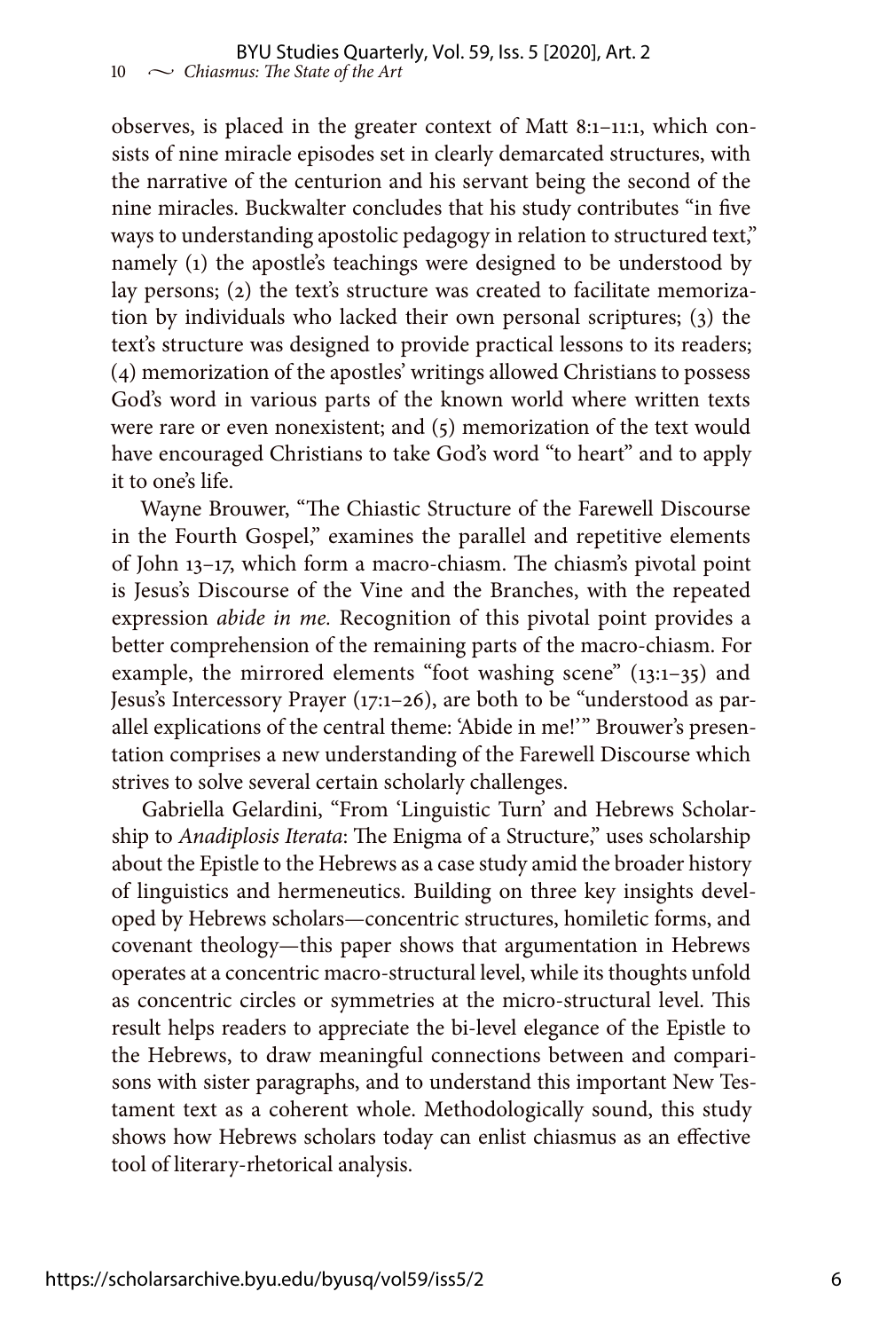observes, is placed in the greater context of Matt 8:1–11:1, which consists of nine miracle episodes set in clearly demarcated structures, with the narrative of the centurion and his servant being the second of the nine miracles. Buckwalter concludes that his study contributes "in five ways to understanding apostolic pedagogy in relation to structured text," namely (1) the apostle's teachings were designed to be understood by lay persons; (2) the text's structure was created to facilitate memorization by individuals who lacked their own personal scriptures; (3) the text's structure was designed to provide practical lessons to its readers; (4) memorization of the apostles' writings allowed Christians to possess God's word in various parts of the known world where written texts were rare or even nonexistent; and (5) memorization of the text would have encouraged Christians to take God's word "to heart" and to apply it to one's life.

Wayne Brouwer, "The Chiastic Structure of the Farewell Discourse in the Fourth Gospel," examines the parallel and repetitive elements of John 13–17, which form a macro-chiasm. The chiasm's pivotal point is Jesus's Discourse of the Vine and the Branches, with the repeated expression *abide in me.* Recognition of this pivotal point provides a better comprehension of the remaining parts of the macro-chiasm. For example, the mirrored elements "foot washing scene" (13:1–35) and Jesus's Intercessory Prayer (17:1–26), are both to be "understood as parallel explications of the central theme: 'Abide in me!'" Brouwer's presentation comprises a new understanding of the Farewell Discourse which strives to solve several certain scholarly challenges.

Gabriella Gelardini, "From 'Linguistic Turn' and Hebrews Scholarship to *Anadiplosis Iterata*: The Enigma of a Structure," uses scholarship about the Epistle to the Hebrews as a case study amid the broader history of linguistics and hermeneutics. Building on three key insights developed by Hebrews scholars—concentric structures, homiletic forms, and covenant theology—this paper shows that argumentation in Hebrews operates at a concentric macro-structural level, while its thoughts unfold as concentric circles or symmetries at the micro-structural level. This result helps readers to appreciate the bi-level elegance of the Epistle to the Hebrews, to draw meaningful connections between and comparisons with sister paragraphs, and to understand this important New Testament text as a coherent whole. Methodologically sound, this study shows how Hebrews scholars today can enlist chiasmus as an effective tool of literary-rhetorical analysis.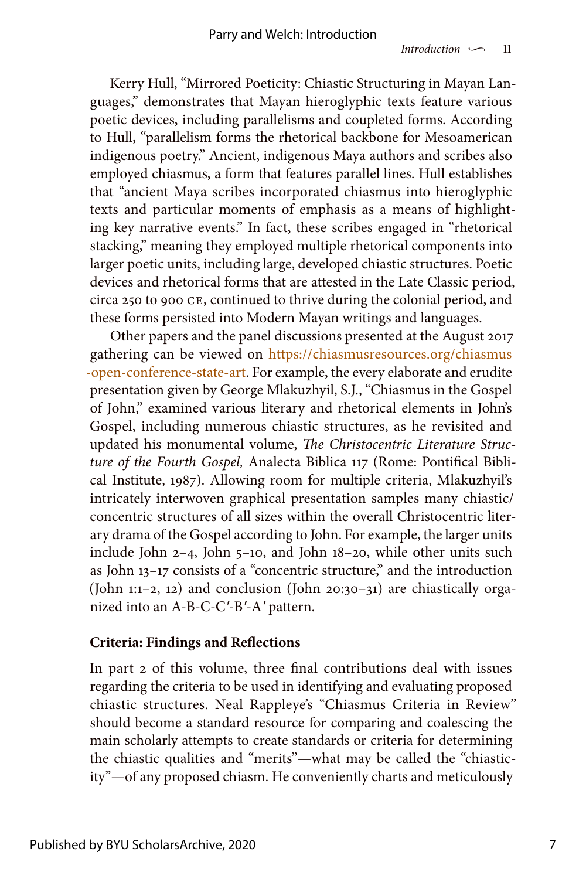Kerry Hull, "Mirrored Poeticity: Chiastic Structuring in Mayan Languages," demonstrates that Mayan hieroglyphic texts feature various poetic devices, including parallelisms and coupleted forms. According to Hull, "parallelism forms the rhetorical backbone for Mesoamerican indigenous poetry." Ancient, indigenous Maya authors and scribes also employed chiasmus, a form that features parallel lines. Hull establishes that "ancient Maya scribes incorporated chiasmus into hieroglyphic texts and particular moments of emphasis as a means of highlighting key narrative events." In fact, these scribes engaged in "rhetorical stacking," meaning they employed multiple rhetorical components into larger poetic units, including large, developed chiastic structures. Poetic devices and rhetorical forms that are attested in the Late Classic period, circa 250 to 900 CE, continued to thrive during the colonial period, and these forms persisted into Modern Mayan writings and languages.

Other papers and the panel discussions presented at the August 2017 gathering can be viewed on https://chiasmusresources.org/chiasmus-open-conference-state-art. For example, the every elaborate and erudite presentation given by George Mlakuzhyil, S.J., "Chiasmus in the Gospel of John," examined various literary and rhetorical elements in John's Gospel, including numerous chiastic structures, as he revisited and updated his monumental volume, *The Christocentric Literature Structure of the Fourth Gospel,* Analecta Biblica 117 (Rome: Pontifical Biblical Institute, 1987). Allowing room for multiple criteria, Mlakuzhyil's intricately interwoven graphical presentation samples many chiastic/concentric structures of all sizes within the overall Christocentric literary drama of the Gospel according to John. For example, the larger units include John 2–4, John 5–10, and John 18–20, while other units such as John 13–17 consists of a "concentric structure," and the introduction (John 1:1–2, 12) and conclusion (John 20:30–31) are chiastically organized into an A-B-C-C′-B′-A′ pattern.

## Criteria: Findings and Reflections

In part 2 of this volume, three final contributions deal with issues regarding the criteria to be used in identifying and evaluating proposed chiastic structures. Neal Rappleye's "Chiasmus Criteria in Review" should become a standard resource for comparing and coalescing the main scholarly attempts to create standards or criteria for determining the chiastic qualities and "merits"—what may be called the "chiasticity"—of any proposed chiasm. He conveniently charts and meticulously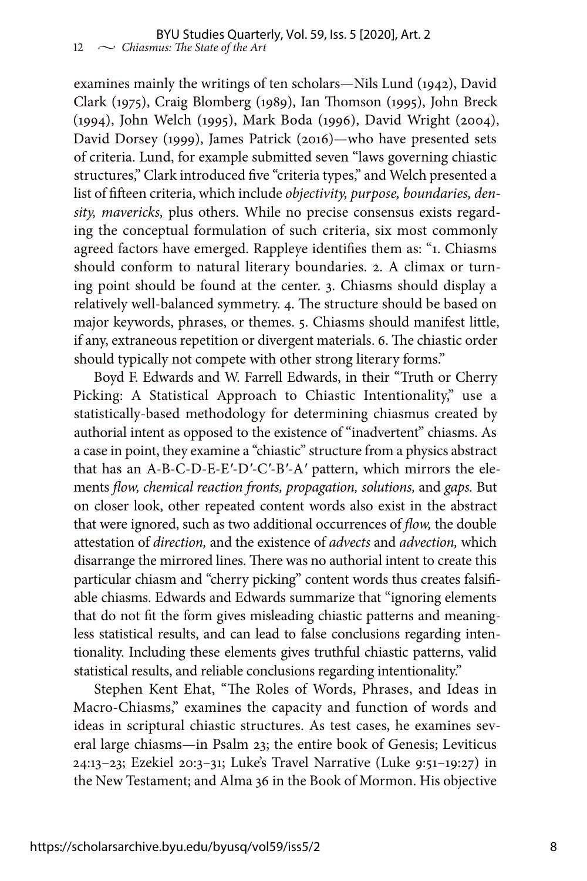examines mainly the writings of ten scholars—Nils Lund (1942), David Clark (1975), Craig Blomberg (1989), Ian Thomson (1995), John Breck (1994), John Welch (1995), Mark Boda (1996), David Wright (2004), David Dorsey (1999), James Patrick (2016)—who have presented sets of criteria. Lund, for example submitted seven "laws governing chiastic structures," Clark introduced five "criteria types," and Welch presented a list of fifteen criteria, which include *objectivity, purpose, boundaries, density, mavericks,* plus others. While no precise consensus exists regarding the conceptual formulation of such criteria, six most commonly agreed factors have emerged. Rappleye identifies them as: "1. Chiasms should conform to natural literary boundaries. 2. A climax or turning point should be found at the center. 3. Chiasms should display a relatively well-balanced symmetry. 4. The structure should be based on major keywords, phrases, or themes. 5. Chiasms should manifest little, if any, extraneous repetition or divergent materials. 6. The chiastic order should typically not compete with other strong literary forms."

Boyd F. Edwards and W. Farrell Edwards, in their "Truth or Cherry Picking: A Statistical Approach to Chiastic Intentionality," use a statistically-based methodology for determining chiasmus created by authorial intent as opposed to the existence of "inadvertent" chiasms. As a case in point, they examine a "chiastic" structure from a physics abstract that has an A-B-C-D-E-E′-D′-C′-B′-A′ pattern, which mirrors the elements *flow, chemical reaction fronts, propagation, solutions,* and *gaps.* But on closer look, other repeated content words also exist in the abstract that were ignored, such as two additional occurrences of *flow,* the double attestation of *direction,* and the existence of *advects* and *advection,* which disarrange the mirrored lines. There was no authorial intent to create this particular chiasm and "cherry picking" content words thus creates falsifiable chiasms. Edwards and Edwards summarize that "ignoring elements that do not fit the form gives misleading chiastic patterns and meaningless statistical results, and can lead to false conclusions regarding intentionality. Including these elements gives truthful chiastic patterns, valid statistical results, and reliable conclusions regarding intentionality."

Stephen Kent Ehat, "The Roles of Words, Phrases, and Ideas in Macro-Chiasms," examines the capacity and function of words and ideas in scriptural chiastic structures. As test cases, he examines several large chiasms—in Psalm 23; the entire book of Genesis; Leviticus 24:13–23; Ezekiel 20:3–31; Luke's Travel Narrative (Luke 9:51–19:27) in the New Testament; and Alma 36 in the Book of Mormon. His objective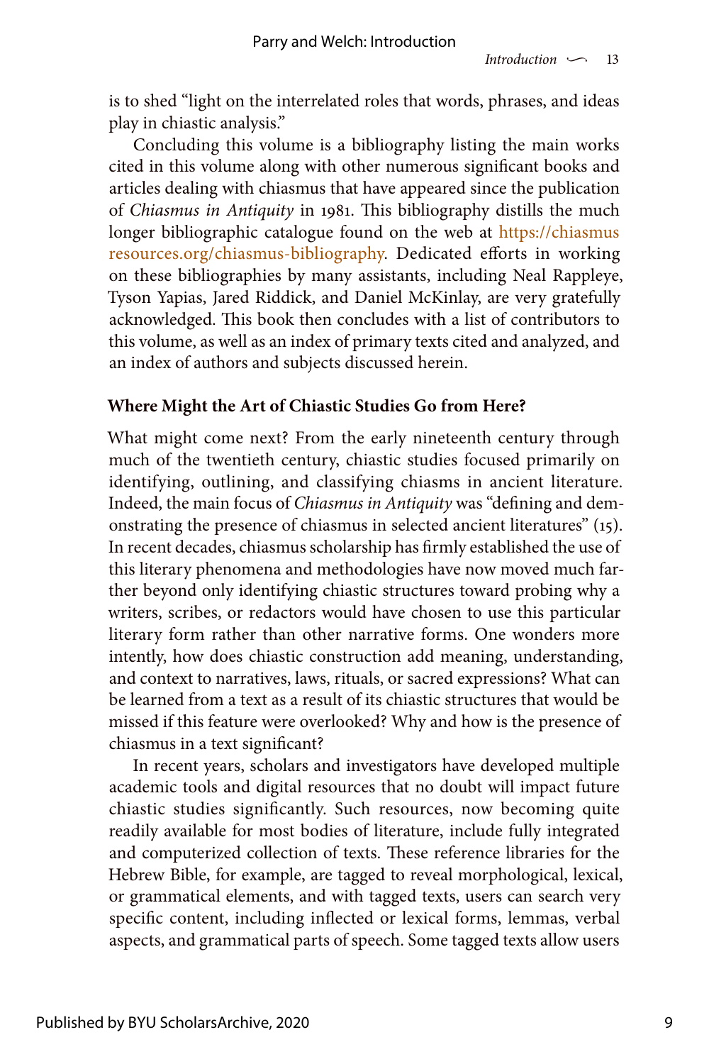is to shed "light on the interrelated roles that words, phrases, and ideas play in chiastic analysis."

Concluding this volume is a bibliography listing the main works cited in this volume along with other numerous significant books and articles dealing with chiasmus that have appeared since the publication of *Chiasmus in Antiquity* in 1981. This bibliography distills the much longer bibliographic catalogue found on the web at https://chiasmusresources.org/chiasmus-bibliography. Dedicated efforts in working on these bibliographies by many assistants, including Neal Rappleye, Tyson Yapias, Jared Riddick, and Daniel McKinlay, are very gratefully acknowledged. This book then concludes with a list of contributors to this volume, as well as an index of primary texts cited and analyzed, and an index of authors and subjects discussed herein.

## Where Might the Art of Chiastic Studies Go from Here?

What might come next? From the early nineteenth century through much of the twentieth century, chiastic studies focused primarily on identifying, outlining, and classifying chiasms in ancient literature. Indeed, the main focus of *Chiasmus in Antiquity* was "defining and demonstrating the presence of chiasmus in selected ancient literatures" (15). In recent decades, chiasmus scholarship has firmly established the use of this literary phenomena and methodologies have now moved much farther beyond only identifying chiastic structures toward probing why a writers, scribes, or redactors would have chosen to use this particular literary form rather than other narrative forms. One wonders more intently, how does chiastic construction add meaning, understanding, and context to narratives, laws, rituals, or sacred expressions? What can be learned from a text as a result of its chiastic structures that would be missed if this feature were overlooked? Why and how is the presence of chiasmus in a text significant?

In recent years, scholars and investigators have developed multiple academic tools and digital resources that no doubt will impact future chiastic studies significantly. Such resources, now becoming quite readily available for most bodies of literature, include fully integrated and computerized collection of texts. These reference libraries for the Hebrew Bible, for example, are tagged to reveal morphological, lexical, or grammatical elements, and with tagged texts, users can search very specific content, including inflected or lexical forms, lemmas, verbal aspects, and grammatical parts of speech. Some tagged texts allow users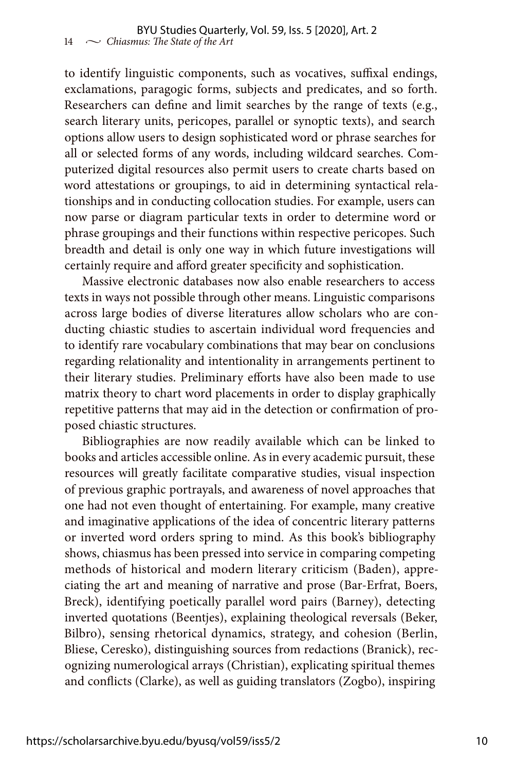to identify linguistic components, such as vocatives, suffixal endings, exclamations, paragogic forms, subjects and predicates, and so forth. Researchers can define and limit searches by the range of texts (e.g., search literary units, pericopes, parallel or synoptic texts), and search options allow users to design sophisticated word or phrase searches for all or selected forms of any words, including wildcard searches. Computerized digital resources also permit users to create charts based on word attestations or groupings, to aid in determining syntactical relationships and in conducting collocation studies. For example, users can now parse or diagram particular texts in order to determine word or phrase groupings and their functions within respective pericopes. Such breadth and detail is only one way in which future investigations will certainly require and afford greater specificity and sophistication.

Massive electronic databases now also enable researchers to access texts in ways not possible through other means. Linguistic comparisons across large bodies of diverse literatures allow scholars who are conducting chiastic studies to ascertain individual word frequencies and to identify rare vocabulary combinations that may bear on conclusions regarding relationality and intentionality in arrangements pertinent to their literary studies. Preliminary efforts have also been made to use matrix theory to chart word placements in order to display graphically repetitive patterns that may aid in the detection or confirmation of proposed chiastic structures.

Bibliographies are now readily available which can be linked to books and articles accessible online. As in every academic pursuit, these resources will greatly facilitate comparative studies, visual inspection of previous graphic portrayals, and awareness of novel approaches that one had not even thought of entertaining. For example, many creative and imaginative applications of the idea of concentric literary patterns or inverted word orders spring to mind. As this book's bibliography shows, chiasmus has been pressed into service in comparing competing methods of historical and modern literary criticism (Baden), appreciating the art and meaning of narrative and prose (Bar-Erfrat, Boers, Breck), identifying poetically parallel word pairs (Barney), detecting inverted quotations (Beentjes), explaining theological reversals (Beker, Bilbro), sensing rhetorical dynamics, strategy, and cohesion (Berlin, Bliese, Ceresko), distinguishing sources from redactions (Branick), recognizing numerological arrays (Christian), explicating spiritual themes and conflicts (Clarke), as well as guiding translators (Zogbo), inspiring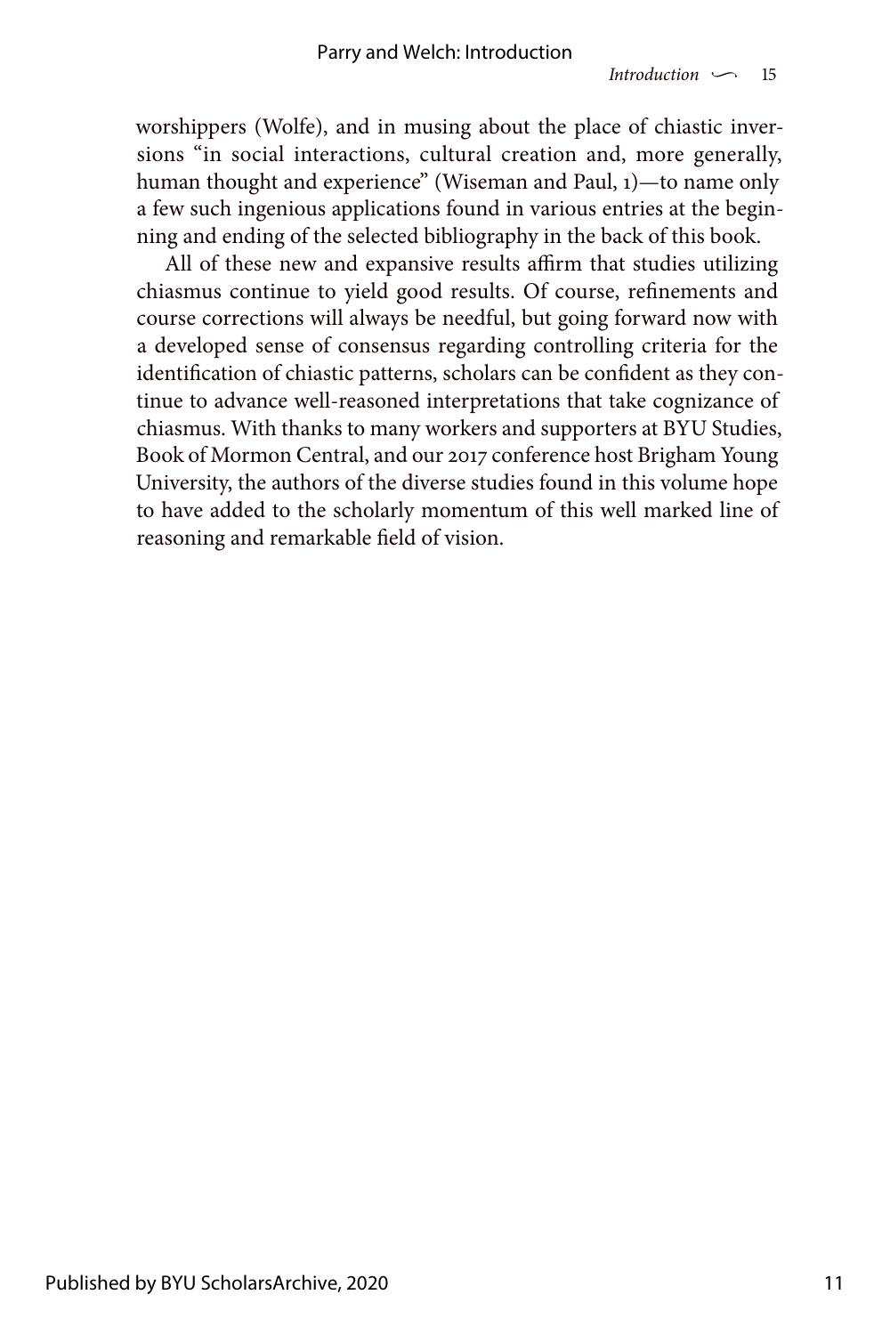worshippers (Wolfe), and in musing about the place of chiastic inversions "in social interactions, cultural creation and, more generally, human thought and experience" (Wiseman and Paul, 1)—to name only a few such ingenious applications found in various entries at the beginning and ending of the selected bibliography in the back of this book.

All of these new and expansive results affirm that studies utilizing chiasmus continue to yield good results. Of course, refinements and course corrections will always be needful, but going forward now with a developed sense of consensus regarding controlling criteria for the identification of chiastic patterns, scholars can be confident as they continue to advance well-reasoned interpretations that take cognizance of chiasmus. With thanks to many workers and supporters at BYU Studies, Book of Mormon Central, and our 2017 conference host Brigham Young University, the authors of the diverse studies found in this volume hope to have added to the scholarly momentum of this well marked line of reasoning and remarkable field of vision.